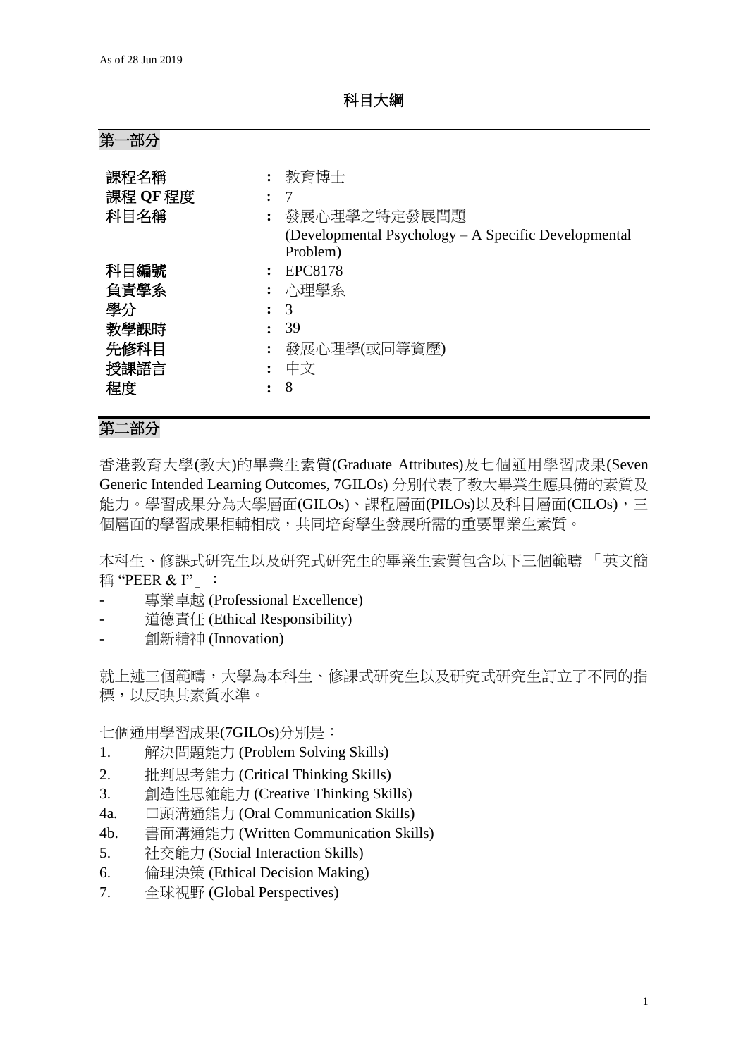As of 28 Jun 2019

# 科目大綱

## 第一部分

| | | |
|---|---|---|
| **課程名稱** | : | 教育博士 |
| **課程 QF 程度** | : | 7 |
| **科目名稱** | : | 發展心理學之特定發展問題<br>(Developmental Psychology – A Specific Developmental Problem) |
| **科目編號** | : | EPC8178 |
| **負責學系** | : | 心理學系 |
| **學分** | : | 3 |
| **教學課時** | : | 39 |
| **先修科目** | : | 發展心理學(或同等資歷) |
| **授課語言** | : | 中文 |
| **程度** | : | 8 |

## 第二部分

香港教育大學(教大)的畢業生素質(Graduate Attributes)及七個通用學習成果(Seven Generic Intended Learning Outcomes, 7GILOs) 分別代表了教大畢業生應具備的素質及能力。學習成果分為大學層面(GILOs)、課程層面(PILOs)以及科目層面(CILOs)，三個層面的學習成果相輔相成，共同培育學生發展所需的重要畢業生素質。

本科生、修課式研究生以及研究式研究生的畢業生素質包含以下三個範疇 「英文簡稱 "PEER & I"」：

- 專業卓越 (Professional Excellence)
- 道德責任 (Ethical Responsibility)
- 創新精神 (Innovation)

就上述三個範疇，大學為本科生、修課式研究生以及研究式研究生訂立了不同的指標，以反映其素質水準。

七個通用學習成果(7GILOs)分別是：

1. 解決問題能力 (Problem Solving Skills)
2. 批判思考能力 (Critical Thinking Skills)
3. 創造性思維能力 (Creative Thinking Skills)

4a. 口頭溝通能力 (Oral Communication Skills)

4b. 書面溝通能力 (Written Communication Skills)

5. 社交能力 (Social Interaction Skills)
6. 倫理決策 (Ethical Decision Making)
7. 全球視野 (Global Perspectives)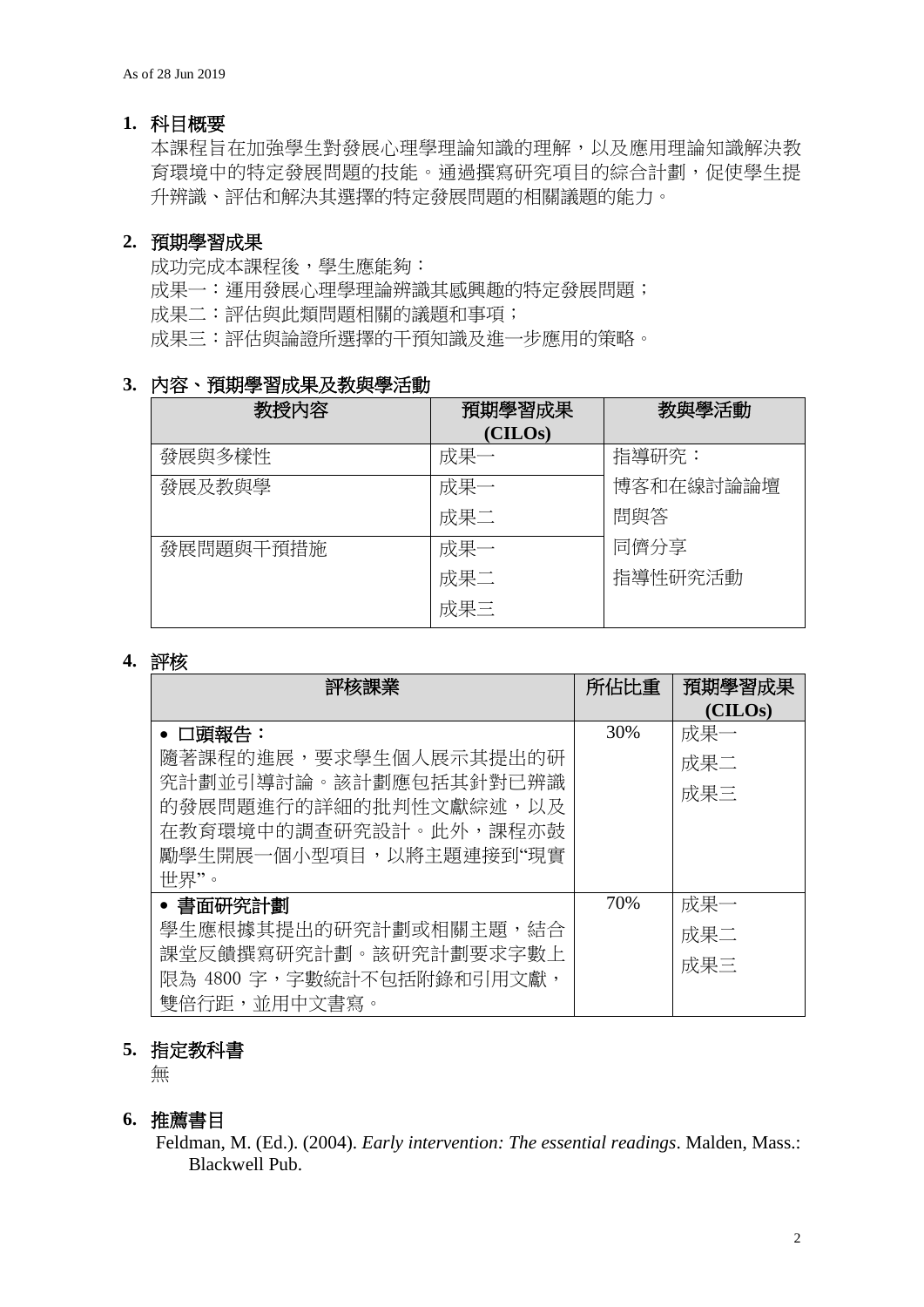As of 28 Jun 2019

## 1. 科目概要

本課程旨在加強學生對發展心理學理論知識的理解，以及應用理論知識解決教育環境中的特定發展問題的技能。通過撰寫研究項目的綜合計劃，促使學生提升辨識、評估和解決其選擇的特定發展問題的相關議題的能力。

## 2. 預期學習成果

成功完成本課程後，學生應能夠：

成果一：運用發展心理學理論辨識其感興趣的特定發展問題；

成果二：評估與此類問題相關的議題和事項；

成果三：評估與論證所選擇的干預知識及進一步應用的策略。

## 3. 內容、預期學習成果及教與學活動

| 教授內容 | 預期學習成果 (CILOs) | 教與學活動 |
|---|---|---|
| 發展與多樣性 | 成果一 | 指導研究：<br>博客和在線討論論壇<br>問與答<br>同儕分享<br>指導性研究活動 |
| 發展及教與學 | 成果一<br>成果二 | |
| 發展問題與干預措施 | 成果一<br>成果二<br>成果三 | |

## 4. 評核

| 評核課業 | 所佔比重 | 預期學習成果 (CILOs) |
|---|---|---|
| • 口頭報告：<br>隨著課程的進展，要求學生個人展示其提出的研究計劃並引導討論。該計劃應包括其針對已辨識的發展問題進行的詳細的批判性文獻綜述，以及在教育環境中的調查研究設計。此外，課程亦鼓勵學生開展一個小型項目，以將主題連接到"現實世界"。 | 30% | 成果一<br>成果二<br>成果三 |
| • 書面研究計劃<br>學生應根據其提出的研究計劃或相關主題，結合課堂反饋撰寫研究計劃。該研究計劃要求字數上限為 4800 字，字數統計不包括附錄和引用文獻，雙倍行距，並用中文書寫。 | 70% | 成果一<br>成果二<br>成果三 |

## 5. 指定教科書

無

## 6. 推薦書目

Feldman, M. (Ed.). (2004). *Early intervention: The essential readings*. Malden, Mass.: Blackwell Pub.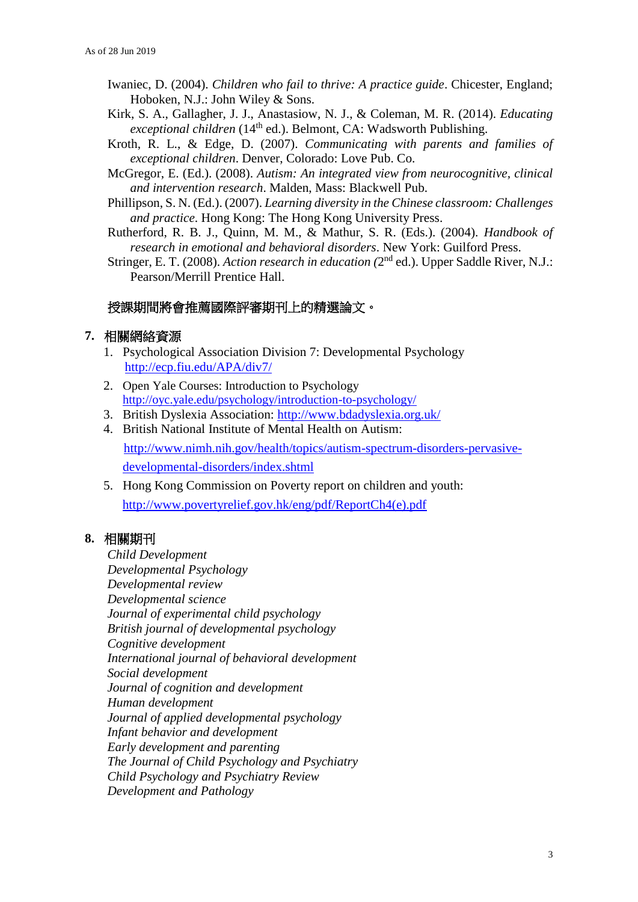Iwaniec, D. (2004). *Children who fail to thrive: A practice guide*. Chicester, England; Hoboken, N.J.: John Wiley & Sons.

Kirk, S. A., Gallagher, J. J., Anastasiow, N. J., & Coleman, M. R. (2014). *Educating exceptional children* (14th ed.). Belmont, CA: Wadsworth Publishing.

Kroth, R. L., & Edge, D. (2007). *Communicating with parents and families of exceptional children*. Denver, Colorado: Love Pub. Co.

McGregor, E. (Ed.). (2008). *Autism: An integrated view from neurocognitive, clinical and intervention research*. Malden, Mass: Blackwell Pub.

Phillipson, S. N. (Ed.). (2007). *Learning diversity in the Chinese classroom: Challenges and practice*. Hong Kong: The Hong Kong University Press.

Rutherford, R. B. J., Quinn, M. M., & Mathur, S. R. (Eds.). (2004). *Handbook of research in emotional and behavioral disorders*. New York: Guilford Press.

Stringer, E. T. (2008). *Action research in education (*2nd ed.). Upper Saddle River, N.J.: Pearson/Merrill Prentice Hall.

**授課期間將會推薦國際評審期刊上的精選論文。**

## 7. 相關網絡資源

1. Psychological Association Division 7: Developmental Psychology
   http://ecp.fiu.edu/APA/div7/
2. Open Yale Courses: Introduction to Psychology
   http://oyc.yale.edu/psychology/introduction-to-psychology/
3. British Dyslexia Association: http://www.bdadyslexia.org.uk/
4. British National Institute of Mental Health on Autism:
   http://www.nimh.nih.gov/health/topics/autism-spectrum-disorders-pervasive-developmental-disorders/index.shtml
5. Hong Kong Commission on Poverty report on children and youth:
   http://www.povertyrelief.gov.hk/eng/pdf/ReportCh4(e).pdf

## 8. 相關期刊

*Child Development*
*Developmental Psychology*
*Developmental review*
*Developmental science*
*Journal of experimental child psychology*
*British journal of developmental psychology*
*Cognitive development*
*International journal of behavioral development*
*Social development*
*Journal of cognition and development*
*Human development*
*Journal of applied developmental psychology*
*Infant behavior and development*
*Early development and parenting*
*The Journal of Child Psychology and Psychiatry*
*Child Psychology and Psychiatry Review*
*Development and Pathology*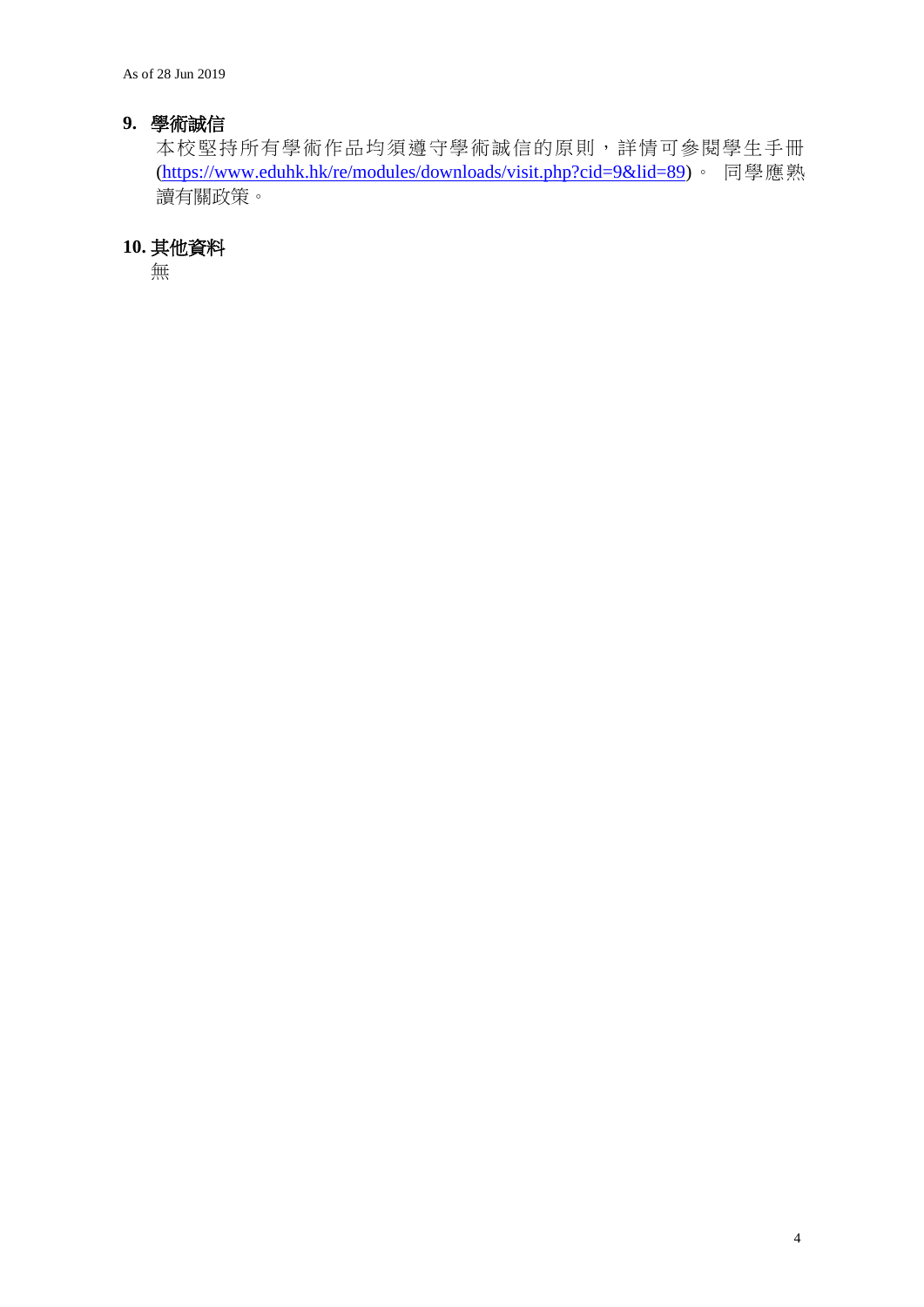## 9. 學術誠信

本校堅持所有學術作品均須遵守學術誠信的原則，詳情可參閱學生手冊 (https://www.eduhk.hk/re/modules/downloads/visit.php?cid=9&lid=89)。 同學應熟讀有關政策。

## 10. 其他資料

無